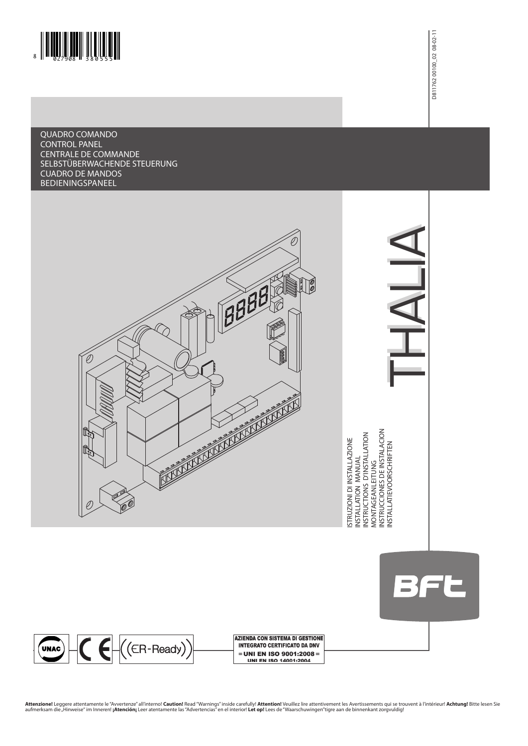D811762 00100_02 08-02-11

QUADRO COMANDO
CONTROL PANEL
CENTRALE DE COMMANDE
SELBSTÜBERWACHENDE STEUERUNG
CUADRO DE MANDOS
BEDIENINGSPANEEL

# THALIA

ISTRUZIONI DI INSTALLAZIONE
INSTALLATION MANUAL
INSTRUCTIONS D'INSTALLATION
MONTAGEANLEITUNG
INSTRUCCIONES DE INSTALACION
INSTALLATIEVOORSCHRIFTEN

BFT

AZIENDA CON SISTEMA DI GESTIONE INTEGRATO CERTIFICATO DA DNV
= UNI EN ISO 9001:2008 =
UNI EN ISO 14001:2004

**Attenzione!** Leggere attentamente le "Avvertenze" all'interno! **Caution!** Read "Warnings" inside carefully! **Attention!** Veuillez lire attentivement les Avertissements qui se trouvent à l'intérieur! **Achtung!** Bitte lesen Sie aufmerksam die „Hinweise" im Inneren! **¡Atención¡** Leer atentamente las "Advertencias" en el interior! **Let op!** Lees de "Waarschuwingen"tigre aan de binnenkant zorgvuldig!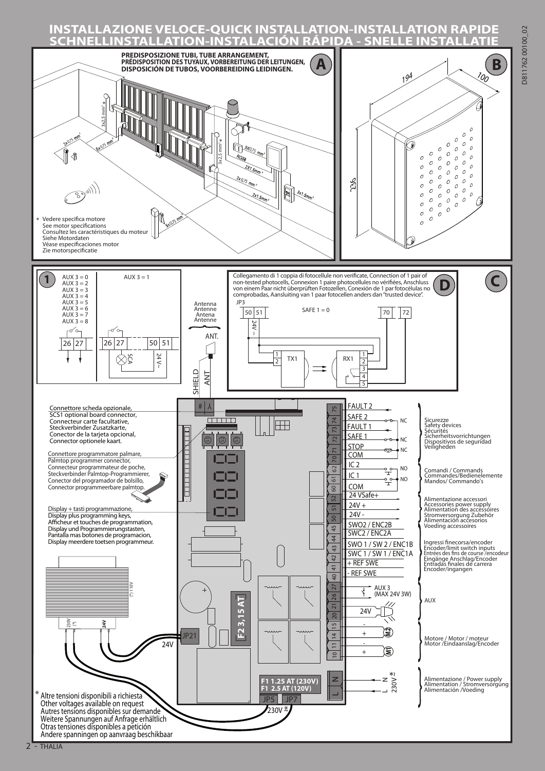# INSTALLAZIONE VELOCE-QUICK INSTALLATION-INSTALLATION RAPIDE SCHNELLINSTALLATION-INSTALACIÓN RÁPIDA - SNELLE INSTALLATIE

D811762 00100_02

## A

**PREDISPOSIZIONE TUBI, TUBE ARRANGEMENT, PRÉDISPOSITION DES TUYAUX, VORBEREITUNG DER LEITUNGEN, DISPOSICIÓN DE TUBOS, VOORBEREIDING LEIDINGEN.**

3x2,5 mm² *
2x0,75 mm²
5x0,75 mm²
3x2,5 mm² *
3X0,75 mm²
RG58
2X1,5mm²
2x0,75 mm²
2x1,5mm²
3x1,5mm²
5x0,75 mm²

\* Vedere specifica motore
See motor specifications
Consultez les caractéristiques du moteur
Siehe Motordaten
Véase especificaciones motor
Zie motorspecificatie

## B

194
100
236

## C

## 1

AUX 3 = 0
AUX 3 = 2
AUX 3 = 3
AUX 3 = 4
AUX 3 = 5
AUX 3 = 6
AUX 3 = 7
AUX 3 = 8

26 27

AUX 3 = 1

26 27 50 51
SCA 24 V~

Antenna
Antenne
Antena
Antenne
ANT.
SHIELD
ANT

## D

Collegamento di 1 coppia di fotocellule non verificate, Connection of 1 pair of non-tested photocells, Connexion 1 paire photocellules no vérifiées, Anschluss von einem Paar nicht überprüften Fotozellen, Conexión de 1 par fotocélulas no comprobadas, Aansluiting van 1 paar fotocellen anders dan "trusted device".

JP3
50 51
24V ~
SAFE 1 = 0
70 72
TX1 1 2
RX1 1 2 3 4 5

Connettore scheda opzionale,
SCS1 optional board connector,
Connecteur carte facultative,
Steckverbinder Zusatzkarte,
Conector de la tarjeta opcional,
Connector optionele kaart.

Connettore programmatore palmare,
Palmtop programmer connector,
Connecteur programmateur de poche,
Steckverbinder Palmtop-Programmierer,
Conector del programador de bolsillo,
Connector programmeerbare palmtop.

Display + tasti programmazione,
Display plus programming keys,
Afficheur et touches de programmation,
Display und Programmierungstasten,
Pantalla mas botones de programacion,
Display meerdere toetsen programmeur.

| Terminal | Function | |
|---|---|---|
| 75 | FAULT 2 | Sicurezze / Safety devices / Sécurités / Sicherheitsvorrichtungen / Dispositivos de seguridad / Veiligheden |
| 74 | SAFE 2 (NC) | |
| 73 | FAULT 1 | |
| 72 | SAFE 1 (NC) | |
| 71 | STOP (NC) | |
| 70 | COM | |
| 62 | IC 2 (NO) | Comandi / Commands / Commandes/Bedienelemente / Mandos/ Commando's |
| 61 | IC 1 (NO) | |
| 60 | COM | |
| 52 | 24 VSafe+ | Alimentazione accessori / Accessories power supply / Alimentation des accessoires / Stromversorgung Zubehör / Alimentación accesorios / Voeding accessoires |
| 51 | 24V + | |
| 50 | 24V - | |
| 45 | SWO2 / ENC2B | Ingressi finecorsa/encoder / Encoder/limit switch inputs / Entrées des fins de course /encodeur / Eingänge Anschlag/Encoder / Entradas finales de carrera / Encoder/ingangen |
| 44 | SWC2 / ENC2A | |
| 43 | SWO 1 / SW 2 / ENC1B | |
| 42 | SWC 1 / SW 1 / ENC1A | |
| 41 | + REF SWE | |
| 40 | - REF SWE | |
| 27 / 26 | AUX 3 (MAX 24V 3W) | AUX |
| 21 / 20 | 24V | |
| 15 / 14 | M2 (- / +) | Motore / Motor / moteur / Motor /Eindaanslag/Encoder |
| 11 / 10 | M1 (- / +) | |
| N / L | 230V~ * | Alimentazione / Power supply / Alimentation / Stromversorgung / Alimentación /Voeding |

110V (*)
230V (*)
24V
JP21
24V
F2 3,15 AT
F1 1.25 AT (230V)
F1 2.5 AT (120V)
JP5 JP7
230V *

\* Altre tensioni disponibili a richiesta
Other voltages available on request
Autres tensions disponibles sur demande
Weitere Spannungen auf Anfrage erhältlich
Otras tensiones disponibles a petición
Andere spanningen op aanvraag beschikbaar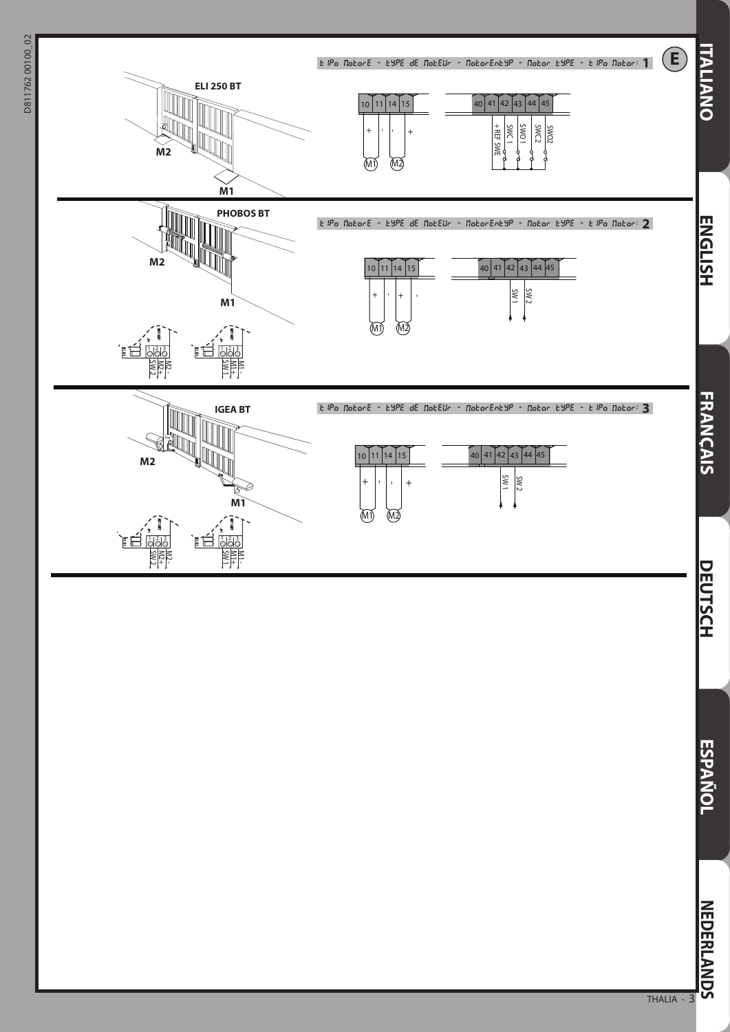# E

## tIPo motorE - tYPE dE motEUr - MotorEntyp - Motor tYPE - tIPo Motor: 1

**ELI 250 BT**

M2

M1

10 11 14 15

\+ - - +

M1 M2

40 41 42 43 44 45

+REF SWE, SWC 1, SWO1, SWC2, SWO2

## tIPo motorE - tYPE dE motEUr - MotorEntyp - Motor tYPE - tIPo Motor: 2

**PHOBOS BT**

M2

M1

SW2 M2+ M2-

SW1 M1+ M1-

10 11 14 15

\+ - + -

M1 M2

40 41 42 43 44 45

SW 1, SW 2

## tIPo motorE - tYPE dE motEUr - MotorEntyp - Motor tYPE - tIPo Motor: 3

**IGEA BT**

M2

M1

SW2 M2+ M2-

SW1 M1+ M1-

10 11 14 15

\+ - - +

M1 M2

40 41 42 43 44 45

SW 1, SW 2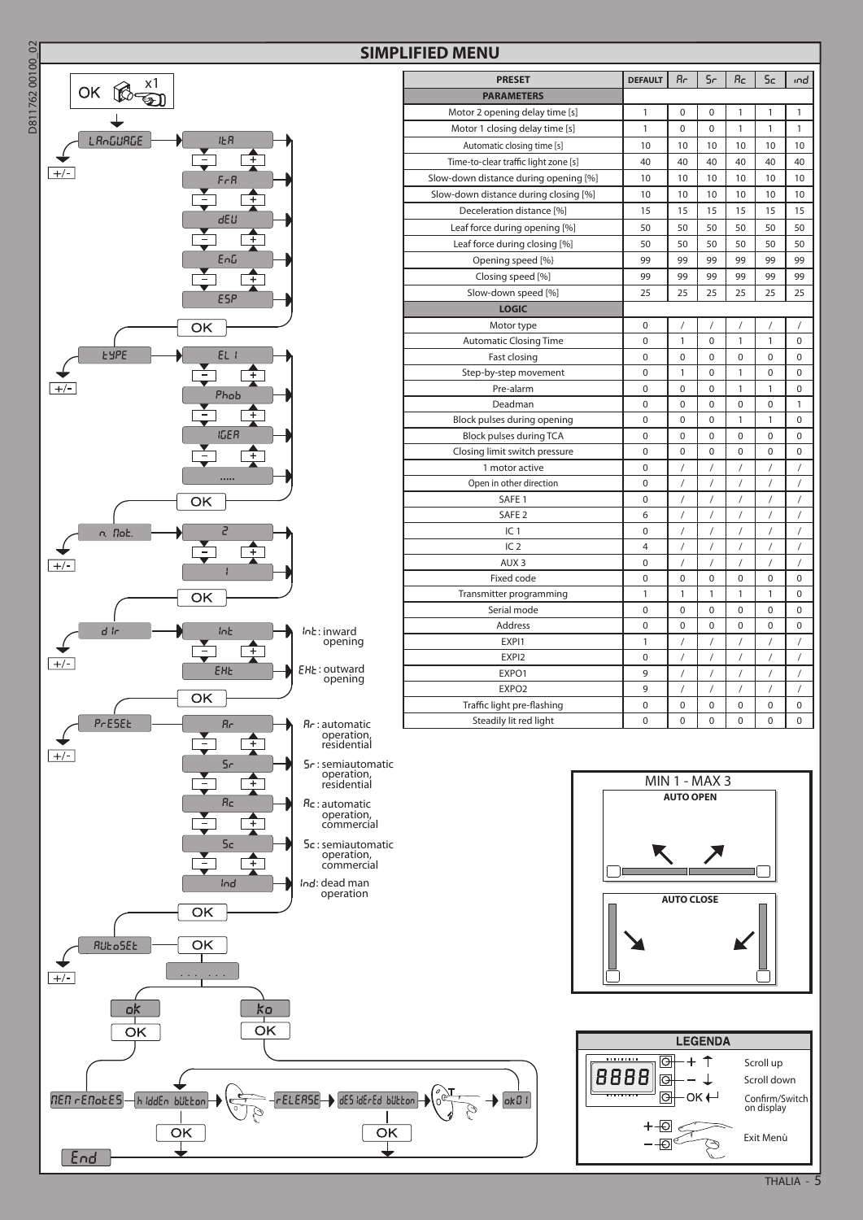## SIMPLIFIED MENU

OK x1

LAnGUAGE: ItA / FrA / dEU / EnG / ESP — OK

tYPE: EL 1 / Phob / IGEA / ..... — OK

n. Mot.: 2 / 1 — OK

d Ir: Int / EHt — OK

- Int : inward opening
- EHt : outward opening

PrESEt: Ar / Sr / Ac / Sc / Ind — OK

- Ar : automatic operation, residential
- Sr : semiautomatic operation, residential
- Ac : automatic operation, commercial
- Sc : semiautomatic operation, commercial
- Ind: dead man operation

AUtoSEt: OK → . . . . . . → ok / ko → OK

MEM rEMotES → h IddEn bUtton → OK → rELEASE → dES IdErEd bUtton → OK → ok01

End

| PRESET | DEFAULT | Ar | Sr | Ac | Sc | ind |
|---|---|---|---|---|---|---|
| **PARAMETERS** | | | | | | |
| Motor 2 opening delay time [s] | 1 | 0 | 0 | 1 | 1 | 1 |
| Motor 1 closing delay time [s] | 1 | 0 | 0 | 1 | 1 | 1 |
| Automatic closing time [s] | 10 | 10 | 10 | 10 | 10 | 10 |
| Time-to-clear traffic light zone [s] | 40 | 40 | 40 | 40 | 40 | 40 |
| Slow-down distance during opening [%] | 10 | 10 | 10 | 10 | 10 | 10 |
| Slow-down distance during closing [%] | 10 | 10 | 10 | 10 | 10 | 10 |
| Deceleration distance [%] | 15 | 15 | 15 | 15 | 15 | 15 |
| Leaf force during opening [%] | 50 | 50 | 50 | 50 | 50 | 50 |
| Leaf force during closing [%] | 50 | 50 | 50 | 50 | 50 | 50 |
| Opening speed [%] | 99 | 99 | 99 | 99 | 99 | 99 |
| Closing speed [%] | 99 | 99 | 99 | 99 | 99 | 99 |
| Slow-down speed [%] | 25 | 25 | 25 | 25 | 25 | 25 |
| **LOGIC** | | | | | | |
| Motor type | 0 | / | / | / | / | / |
| Automatic Closing Time | 0 | 1 | 0 | 1 | 1 | 0 |
| Fast closing | 0 | 0 | 0 | 0 | 0 | 0 |
| Step-by-step movement | 0 | 1 | 0 | 1 | 0 | 0 |
| Pre-alarm | 0 | 0 | 0 | 1 | 1 | 0 |
| Deadman | 0 | 0 | 0 | 0 | 0 | 1 |
| Block pulses during opening | 0 | 0 | 0 | 1 | 1 | 0 |
| Block pulses during TCA | 0 | 0 | 0 | 0 | 0 | 0 |
| Closing limit switch pressure | 0 | 0 | 0 | 0 | 0 | 0 |
| 1 motor active | 0 | / | / | / | / | / |
| Open in other direction | 0 | / | / | / | / | / |
| SAFE 1 | 0 | / | / | / | / | / |
| SAFE 2 | 6 | / | / | / | / | / |
| IC 1 | 0 | / | / | / | / | / |
| IC 2 | 4 | / | / | / | / | / |
| AUX 3 | 0 | / | / | / | / | / |
| Fixed code | 0 | 0 | 0 | 0 | 0 | 0 |
| Transmitter programming | 1 | 1 | 1 | 1 | 1 | 0 |
| Serial mode | 0 | 0 | 0 | 0 | 0 | 0 |
| Address | 0 | 0 | 0 | 0 | 0 | 0 |
| EXPI1 | 1 | / | / | / | / | / |
| EXPI2 | 0 | / | / | / | / | / |
| EXPO1 | 9 | / | / | / | / | / |
| EXPO2 | 9 | / | / | / | / | / |
| Traffic light pre-flashing | 0 | 0 | 0 | 0 | 0 | 0 |
| Steadily lit red light | 0 | 0 | 0 | 0 | 0 | 0 |

MIN 1 - MAX 3

AUTO OPEN

AUTO CLOSE

**LEGENDA**

- + ↑ Scroll up
- – ↓ Scroll down
- OK ↵ Confirm/Switch on display
- + – Exit Menù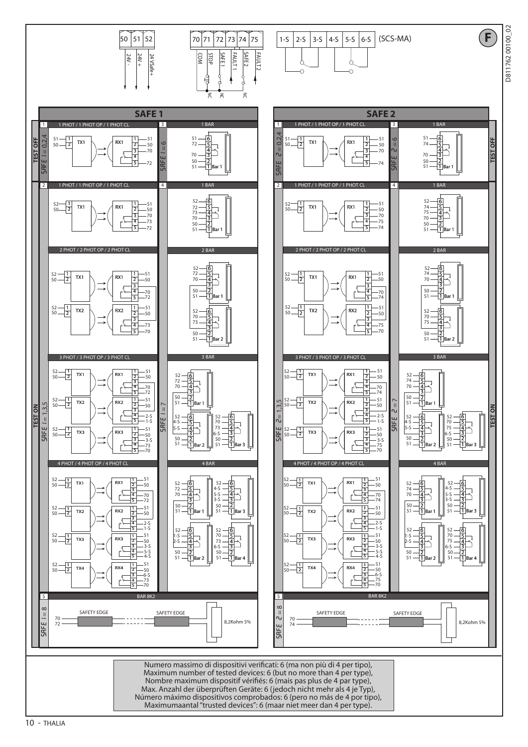**F**

D811762 00100_02

| 50 | 51 | 52 |
| --- | --- | --- |
| 24V - | 24V + | 24 VSafe+ |

| 70 | 71 | 72 | 73 | 74 | 75 |
| --- | --- | --- | --- | --- | --- |
| COM | STOP | SAFE 1 | FAULT 1 | SAFE 2 | FAULT 2 |

| 1-S | 2-S | 3-S | 4-S | 5-S | 6-S |
| --- | --- | --- | --- | --- | --- |

(SCS-MA)

## SAFE 1

**TEST OFF**

SAFE 1 = 0,2,4

1 — 1 PHOT / 1 PHOT OP / 1 PHOT CL

SAFE 1 = 6

3 — 1 BAR

**TEST ON**

SAFE 1 = 1,3,5

2 — 1 PHOT / 1 PHOT OP / 1 PHOT CL

2 PHOT / 2 PHOT OP / 2 PHOT CL

3 PHOT / 3 PHOT OP / 3 PHOT CL

4 PHOT / 4 PHOT OP / 4 PHOT CL

SAFE 1 = 7

4 — 1 BAR

2 BAR

3 BAR

4 BAR

SAFE 1 = 8

5 — BAR 8K2

SAFETY EDGE — SAFETY EDGE — 8,2Kohm 5%

## SAFE 2

**TEST OFF**

SAFE 2 = 0,2,4

1 — 1 PHOT / 1 PHOT OP / 1 PHOT CL

SAFE 2 = 6

3 — 1 BAR

**TEST ON**

SAFE 2 = 1,3,5

2 — 1 PHOT / 1 PHOT OP / 1 PHOT CL

2 PHOT / 2 PHOT OP / 2 PHOT CL

3 PHOT / 3 PHOT OP / 3 PHOT CL

4 PHOT / 4 PHOT OP / 4 PHOT CL

SAFE 2 = 7

4 — 1 BAR

2 BAR

3 BAR

4 BAR

SAFE 2 = 8

5 — BAR 8K2

SAFETY EDGE — SAFETY EDGE — 8,2Kohm 5%

Numero massimo di dispositivi verificati: 6 (ma non più di 4 per tipo),
Maximum number of tested devices: 6 (but no more than 4 per type),
Nombre maximum dispositif vérifiés: 6 (mais pas plus de 4 par type),
Max. Anzahl der überprüften Geräte: 6 (jedoch nicht mehr als 4 je Typ),
Número máximo dispositivos comprobados: 6 (pero no más de 4 por tipo),
Maximumaantal "trusted devices": 6 (maar niet meer dan 4 per type).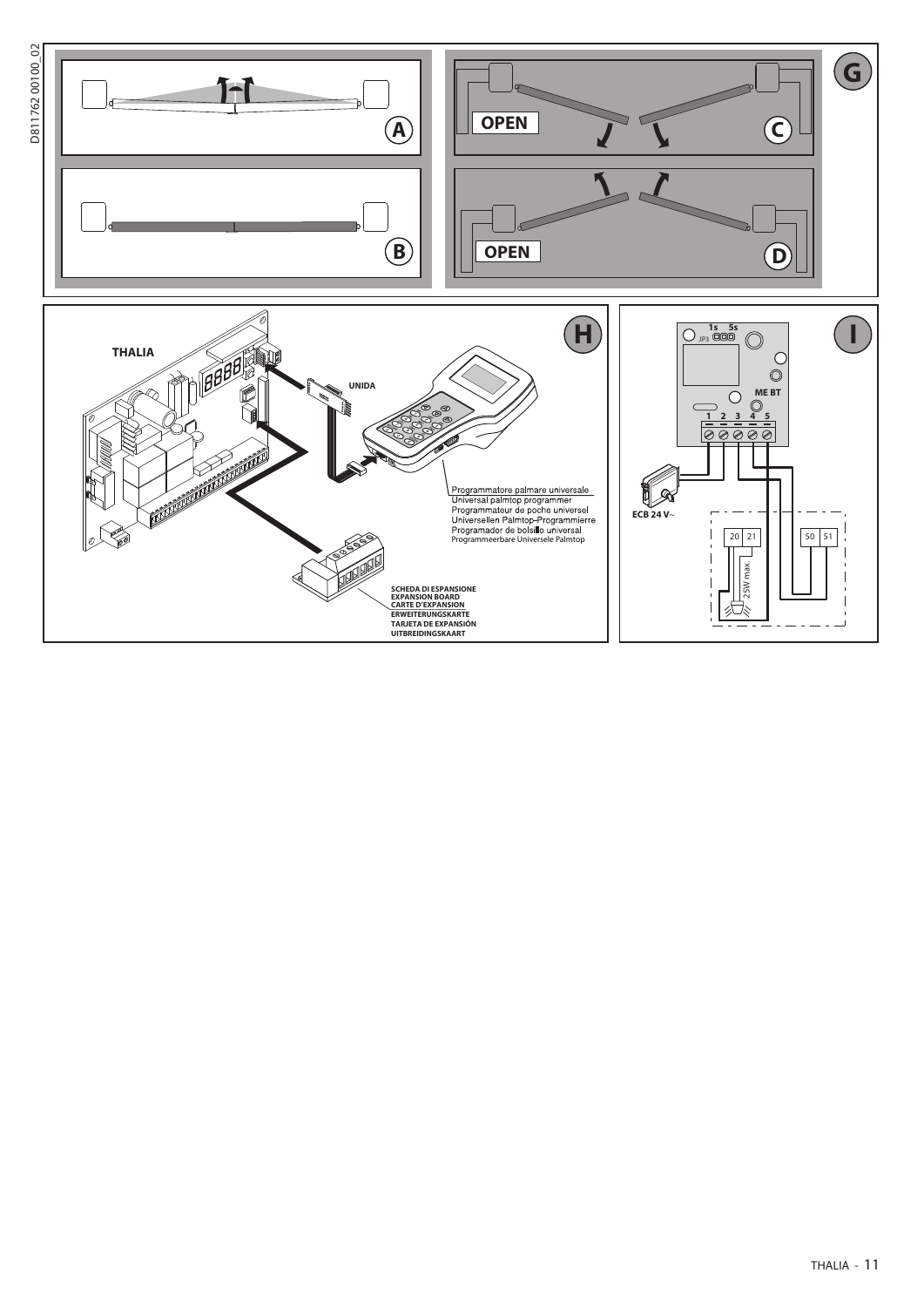D811762 00100_02

G

A

B

OPEN

C

OPEN

D

H

THALIA

UNIDA

Programmatore palmare universale
Universal palmtop programmer
Programmateur de poche universel
Universellen Palmtop-Programmierre
Programador de bolsillo universal
Programmeerbare Universele Palmtop

SCHEDA DI ESPANSIONE
EXPANSION BOARD
CARTE D'EXPANSION
ERWEITERUNGSKARTE
TARJETA DE EXPANSIÓN
UITBREIDINGSKAART

I

1s 5s
JP3

ME BT

1 2 3 4 5

ECB 24 V~

20 21

25W max.

50 51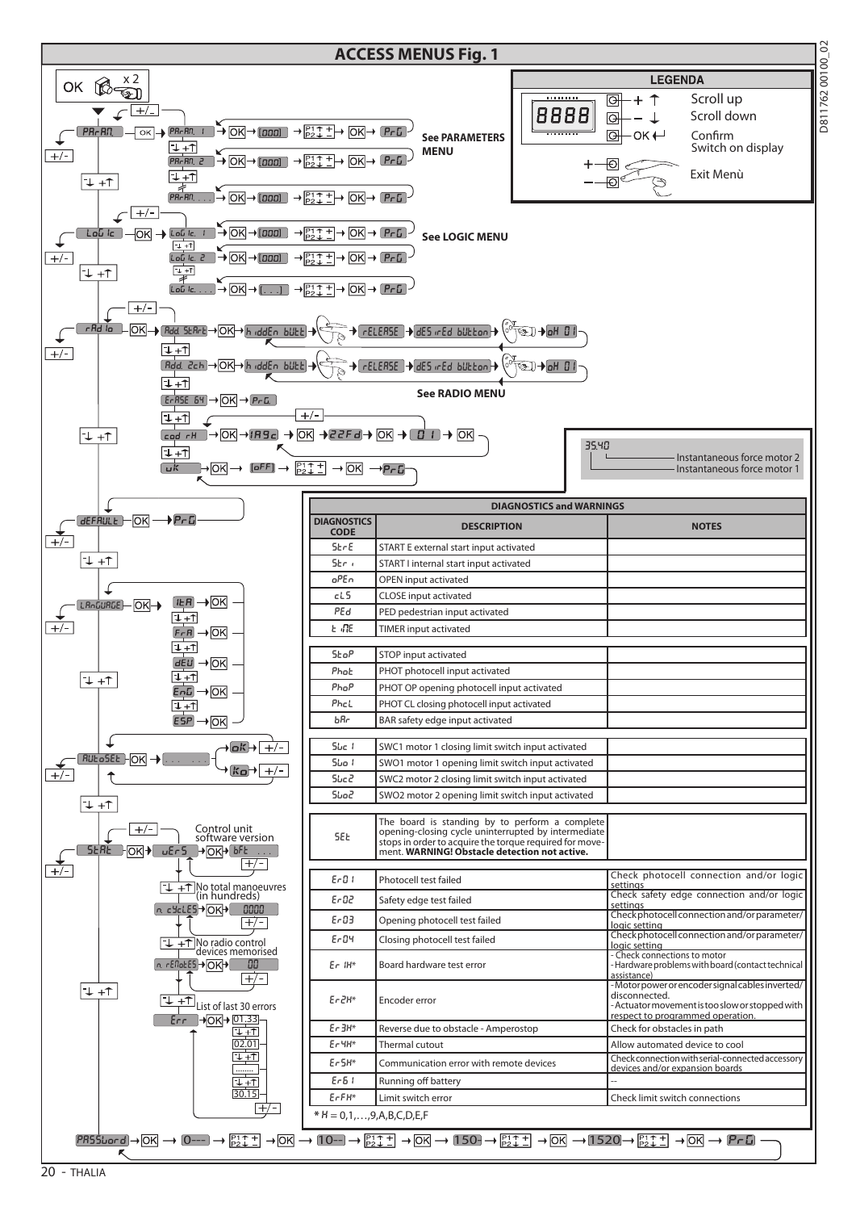# ACCESS MENUS Fig. 1

OK x 2

**LEGENDA**

- + ↑ Scroll up
- – ↓ Scroll down
- OK ↵ Confirm / Switch on display
- + / – Exit Menù

PAr AM → OK → PAr AM. 1 / PAr AM. 2 / PAr AM. ... → OK → [000] → P1↑+ P2↓– → OK → PrG — **See PARAMETERS MENU**

LoGIc → OK → LoGIc. 1 / LoGIc. 2 / LoGIc. ... → OK → [000] / [ . . . ] → P1↑+ P2↓– → OK → PrG — **See LOGIC MENU**

rAdIo → OK →
- Add StArt → OK → hIddEn bUtt → rELEASE → dESIrEd bUtton → oK 01
- Add 2ch → OK → hIddEn bUtt → rELEASE → dESIrEd bUtton → oK 01
- ErASE 64 → OK → PrG
- cod rH → OK → 1A9c → OK → 22Fd → OK → 01 → OK
- uK → OK → [oFF] → P1↑+ P2↓– → OK → PrG

**See RADIO MENU**

35.40 — Instantaneous force motor 2 / Instantaneous force motor 1

dEFAULt → OK → PrG

LAnGUAGE → OK → ItA / FrA / dEU / EnG / ESP → OK

AUtoSEt → OK → . . . → oK / Ko

StAt → OK → uErS → OK → bFt ... (Control unit software version)
- n. cYcLES → OK → 0000 (No total manoeuvres (in hundreds))
- n. rEMotES → OK → 00 (No radio control devices memorised)
- Err → OK → 01.33, 02.01, ......, 30.15 (List of last 30 errors)

PASSWord → OK → 0--- → P1↑+ P2↓– → OK → 10-- → P1↑+ P2↓– → OK → 150- → P1↑+ P2↓– → OK → 1520 → P1↑+ P2↓– → OK → PrG

## DIAGNOSTICS and WARNINGS

| DIAGNOSTICS CODE | DESCRIPTION | NOTES |
|---|---|---|
| StrE | START E external start input activated | |
| Stri | START I internal start input activated | |
| oPEn | OPEN input activated | |
| cLS | CLOSE input activated | |
| PEd | PED pedestrian input activated | |
| tIME | TIMER input activated | |
| StoP | STOP input activated | |
| Phot | PHOT photocell input activated | |
| PhoP | PHOT OP opening photocell input activated | |
| PhcL | PHOT CL closing photocell input activated | |
| bAr | BAR safety edge input activated | |
| Swc1 | SWC1 motor 1 closing limit switch input activated | |
| Swo1 | SWO1 motor 1 opening limit switch input activated | |
| Swc2 | SWC2 motor 2 closing limit switch input activated | |
| Swo2 | SWO2 motor 2 opening limit switch input activated | |
| SEt | The board is standing by to perform a complete opening-closing cycle uninterrupted by intermediate stops in order to acquire the torque required for movement. **WARNING! Obstacle detection not active.** | |
| Er01 | Photocell test failed | Check photocell connection and/or logic settings |
| Er02 | Safety edge test failed | Check safety edge connection and/or logic settings |
| Er03 | Opening photocell test failed | Check photocell connection and/or parameter/logic setting |
| Er04 | Closing photocell test failed | Check photocell connection and/or parameter/logic setting |
| Er 1H* | Board hardware test error | - Check connections to motor<br>- Hardware problems with board (contact technical assistance) |
| Er2H* | Encoder error | - Motor power or encoder signal cables inverted/disconnected.<br>- Actuator movement is too slow or stopped with respect to programmed operation. |
| Er3H* | Reverse due to obstacle - Amperostop | Check for obstacles in path |
| Er4H* | Thermal cutout | Allow automated device to cool |
| Er5H* | Communication error with remote devices | Check connection with serial-connected accessory devices and/or expansion boards |
| Er61 | Running off battery | -- |
| ErFH* | Limit switch error | Check limit switch connections |

* H = 0,1,…,9,A,B,C,D,E,F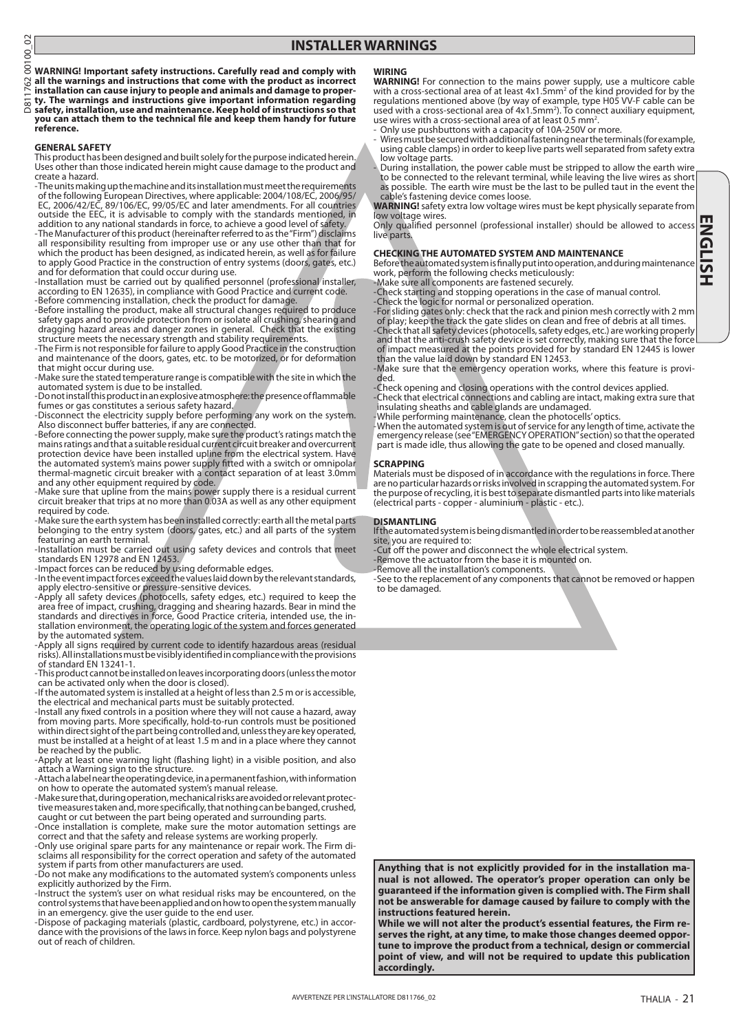# INSTALLER WARNINGS

**WARNING! Important safety instructions. Carefully read and comply with all the warnings and instructions that come with the product as incorrect installation can cause injury to people and animals and damage to property. The warnings and instructions give important information regarding safety, installation, use and maintenance. Keep hold of instructions so that you can attach them to the technical file and keep them handy for future reference.**

## GENERAL SAFETY

This product has been designed and built solely for the purpose indicated herein. Uses other than those indicated herein might cause damage to the product and create a hazard.

- The units making up the machine and its installation must meet the requirements of the following European Directives, where applicable: 2004/108/EC, 2006/95/EC, 2006/42/EC, 89/106/EC, 99/05/EC and later amendments. For all countries outside the EEC, it is advisable to comply with the standards mentioned, in addition to any national standards in force, to achieve a good level of safety.
- The Manufacturer of this product (hereinafter referred to as the "Firm") disclaims all responsibility resulting from improper use or any use other than that for which the product has been designed, as indicated herein, as well as for failure to apply Good Practice in the construction of entry systems (doors, gates, etc.) and for deformation that could occur during use.
- Installation must be carried out by qualified personnel (professional installer, according to EN 12635), in compliance with Good Practice and current code.
- Before commencing installation, check the product for damage.
- Before installing the product, make all structural changes required to produce safety gaps and to provide protection from or isolate all crushing, shearing and dragging hazard areas and danger zones in general. Check that the existing structure meets the necessary strength and stability requirements.
- The Firm is not responsible for failure to apply Good Practice in the construction and maintenance of the doors, gates, etc. to be motorized, or for deformation that might occur during use.
- Make sure the stated temperature range is compatible with the site in which the automated system is due to be installed.
- Do not install this product in an explosive atmosphere: the presence of flammable fumes or gas constitutes a serious safety hazard.
- Disconnect the electricity supply before performing any work on the system. Also disconnect buffer batteries, if any are connected.
- Before connecting the power supply, make sure the product's ratings match the mains ratings and that a suitable residual current circuit breaker and overcurrent protection device have been installed upline from the electrical system. Have the automated system's mains power supply fitted with a switch or omnipolar thermal-magnetic circuit breaker with a contact separation of at least 3.0mm and any other equipment required by code.
- Make sure that upline from the mains power supply there is a residual current circuit breaker that trips at no more than 0.03A as well as any other equipment required by code.
- Make sure the earth system has been installed correctly: earth all the metal parts belonging to the entry system (doors, gates, etc.) and all parts of the system featuring an earth terminal.
- Installation must be carried out using safety devices and controls that meet standards EN 12978 and EN 12453.
- Impact forces can be reduced by using deformable edges.
- In the event impact forces exceed the values laid down by the relevant standards, apply electro-sensitive or pressure-sensitive devices.
- Apply all safety devices (photocells, safety edges, etc.) required to keep the area free of impact, crushing, dragging and shearing hazards. Bear in mind the standards and directives in force, Good Practice criteria, intended use, the installation environment, the operating logic of the system and forces generated by the automated system.
- Apply all signs required by current code to identify hazardous areas (residual risks). All installations must be visibly identified in compliance with the provisions of standard EN 13241-1.
- This product cannot be installed on leaves incorporating doors (unless the motor can be activated only when the door is closed).
- If the automated system is installed at a height of less than 2.5 m or is accessible, the electrical and mechanical parts must be suitably protected.
- Install any fixed controls in a position where they will not cause a hazard, away from moving parts. More specifically, hold-to-run controls must be positioned within direct sight of the part being controlled and, unless they are key operated, must be installed at a height of at least 1.5 m and in a place where they cannot be reached by the public.
- Apply at least one warning light (flashing light) in a visible position, and also attach a Warning sign to the structure.
- Attach a label near the operating device, in a permanent fashion, with information on how to operate the automated system's manual release.
- Make sure that, during operation, mechanical risks are avoided or relevant protective measures taken and, more specifically, that nothing can be banged, crushed, caught or cut between the part being operated and surrounding parts.
- Once installation is complete, make sure the motor automation settings are correct and that the safety and release systems are working properly.
- Only use original spare parts for any maintenance or repair work. The Firm disclaims all responsibility for the correct operation and safety of the automated system if parts from other manufacturers are used.
- Do not make any modifications to the automated system's components unless explicitly authorized by the Firm.
- Instruct the system's user on what residual risks may be encountered, on the control systems that have been applied and on how to open the system manually in an emergency. give the user guide to the end user.
- Dispose of packaging materials (plastic, cardboard, polystyrene, etc.) in accordance with the provisions of the laws in force. Keep nylon bags and polystyrene out of reach of children.

## WIRING

**WARNING!** For connection to the mains power supply, use a multicore cable with a cross-sectional area of at least 4x1.5mm² of the kind provided for by the regulations mentioned above (by way of example, type H05 VV-F cable can be used with a cross-sectional area of 4x1.5mm²). To connect auxiliary equipment, use wires with a cross-sectional area of at least 0.5 mm².

- Only use pushbuttons with a capacity of 10A-250V or more.
- Wires must be secured with additional fastening near the terminals (for example, using cable clamps) in order to keep live parts well separated from safety extra low voltage parts.
- During installation, the power cable must be stripped to allow the earth wire to be connected to the relevant terminal, while leaving the live wires as short as possible. The earth wire must be the last to be pulled taut in the event the cable's fastening device comes loose.

**WARNING!** safety extra low voltage wires must be kept physically separate from low voltage wires.

Only qualified personnel (professional installer) should be allowed to access live parts.

## CHECKING THE AUTOMATED SYSTEM AND MAINTENANCE

Before the automated system is finally put into operation, and during maintenance work, perform the following checks meticulously:

- Make sure all components are fastened securely.
- Check starting and stopping operations in the case of manual control.
- Check the logic for normal or personalized operation.
- For sliding gates only: check that the rack and pinion mesh correctly with 2 mm of play; keep the track the gate slides on clean and free of debris at all times.
- Check that all safety devices (photocells, safety edges, etc.) are working properly and that the anti-crush safety device is set correctly, making sure that the force of impact measured at the points provided for by standard EN 12445 is lower than the value laid down by standard EN 12453.
- Make sure that the emergency operation works, where this feature is provided.
- Check opening and closing operations with the control devices applied.
- Check that electrical connections and cabling are intact, making extra sure that insulating sheaths and cable glands are undamaged.
- While performing maintenance, clean the photocells' optics.
- When the automated system is out of service for any length of time, activate the emergency release (see "EMERGENCY OPERATION" section) so that the operated part is made idle, thus allowing the gate to be opened and closed manually.

## SCRAPPING

Materials must be disposed of in accordance with the regulations in force. There are no particular hazards or risks involved in scrapping the automated system. For the purpose of recycling, it is best to separate dismantled parts into like materials (electrical parts - copper - aluminium - plastic - etc.).

## DISMANTLING

If the automated system is being dismantled in order to be reassembled at another site, you are required to:

- Cut off the power and disconnect the whole electrical system.
- Remove the actuator from the base it is mounted on.
- Remove all the installation's components.
- See to the replacement of any components that cannot be removed or happen to be damaged.

**Anything that is not explicitly provided for in the installation manual is not allowed. The operator's proper operation can only be guaranteed if the information given is complied with. The Firm shall not be answerable for damage caused by failure to comply with the instructions featured herein.**

**While we will not alter the product's essential features, the Firm reserves the right, at any time, to make those changes deemed opportune to improve the product from a technical, design or commercial point of view, and will not be required to update this publication accordingly.**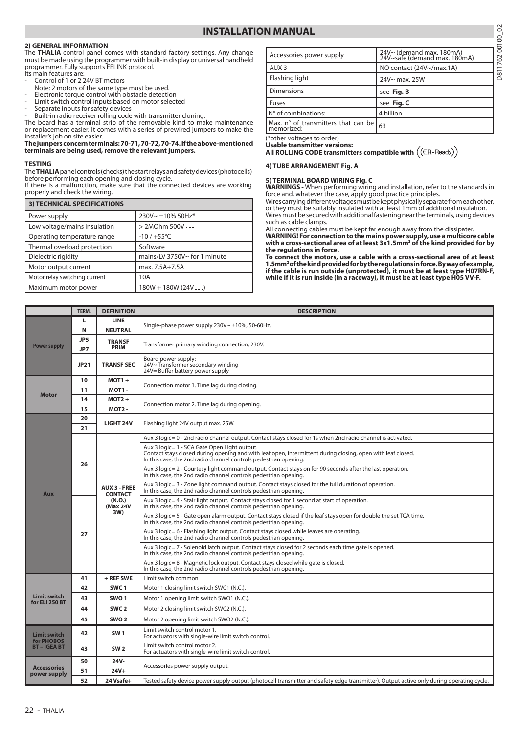# INSTALLATION MANUAL

## 2) GENERAL INFORMATION

The **THALIA** control panel comes with standard factory settings. Any change must be made using the programmer with built-in display or universal handheld programmer. Fully supports EELINK protocol.

Its main features are:

- Control of 1 or 2 24V BT motors
  Note: 2 motors of the same type must be used.
- Electronic torque control with obstacle detection
- Limit switch control inputs based on motor selected
- Separate inputs for safety devices
- Built-in radio receiver rolling code with transmitter cloning.

The board has a terminal strip of the removable kind to make maintenance or replacement easier. It comes with a series of prewired jumpers to make the installer's job on site easier.

**The jumpers concern terminals: 70-71, 70-72, 70-74. If the above-mentioned terminals are being used, remove the relevant jumpers.**

### TESTING

The **THALIA** panel controls (checks) the start relays and safety devices (photocells) before performing each opening and closing cycle.

If there is a malfunction, make sure that the connected devices are working properly and check the wiring.

## 3) TECHNICAL SPECIFICATIONS

| 3) TECHNICAL SPECIFICATIONS | |
|---|---|
| Power supply | 230V~ ±10% 50Hz* |
| Low voltage/mains insulation | > 2MOhm 500V ⎓ |
| Operating temperature range | -10 / +55°C |
| Thermal overload protection | Software |
| Dielectric rigidity | mains/LV 3750V~ for 1 minute |
| Motor output current | max. 7.5A+7.5A |
| Motor relay switching current | 10A |
| Maximum motor power | 180W + 180W (24V ⎓) |
| Accessories power supply | 24V~ (demand max. 180mA) 24V~safe (demand max. 180mA) |
| AUX 3 | NO contact (24V~/max.1A) |
| Flashing light | 24V~ max. 25W |
| Dimensions | see **Fig. B** |
| Fuses | see **Fig. C** |
| N° of combinations: | 4 billion |
| Max. n° of transmitters that can be memorized: | 63 |

(*other voltages to order)

**Usable transmitter versions:**
**All ROLLING CODE transmitters compatible with** ((ER-Ready))

## 4) TUBE ARRANGEMENT Fig. A

## 5) TERMINAL BOARD WIRING Fig. C

**WARNINGS -** When performing wiring and installation, refer to the standards in force and, whatever the case, apply good practice principles.

Wires carrying different voltages must be kept physically separate from each other, or they must be suitably insulated with at least 1mm of additional insulation.

Wires must be secured with additional fastening near the terminals, using devices such as cable clamps.

All connecting cables must be kept far enough away from the dissipater.

**WARNING! For connection to the mains power supply, use a multicore cable with a cross-sectional area of at least 3x1.5mm² of the kind provided for by the regulations in force.**

**To connect the motors, use a cable with a cross-sectional area of at least 1.5mm² of the kind provided for by the regulations in force. By way of example, if the cable is run outside (unprotected), it must be at least type H07RN-F, while if it is run inside (in a raceway), it must be at least type H05 VV-F.**

| | TERM. | DEFINITION | DESCRIPTION |
|---|---|---|---|
| Power supply | L | LINE | Single-phase power supply 230V~ ±10%, 50-60Hz. |
| | N | NEUTRAL | |
| | JP5 | TRANSF PRIM | Transformer primary winding connection, 230V. |
| | JP7 | | |
| | JP21 | TRANSF SEC | Board power supply: 24V~ Transformer secondary winding 24V= Buffer battery power supply |
| Motor | 10 | MOT1 + | Connection motor 1. Time lag during closing. |
| | 11 | MOT1 - | |
| | 14 | MOT2 + | Connection motor 2. Time lag during opening. |
| | 15 | MOT2 - | |
| Aux | 20 | LIGHT 24V | Flashing light 24V output max. 25W. |
| | 21 | | |
| | 26 | AUX 3 - FREE CONTACT (N.O.) (Max 24V 3W) | Aux 3 logic= 0 - 2nd radio channel output. Contact stays closed for 1s when 2nd radio channel is activated. |
| | | | Aux 3 logic= 1 - SCA Gate Open Light output. Contact stays closed during opening and with leaf open, intermittent during closing, open with leaf closed. In this case, the 2nd radio channel controls pedestrian opening. |
| | | | Aux 3 logic= 2 - Courtesy light command output. Contact stays on for 90 seconds after the last operation. In this case, the 2nd radio channel controls pedestrian opening. |
| | | | Aux 3 logic= 3 - Zone light command output. Contact stays closed for the full duration of operation. In this case, the 2nd radio channel controls pedestrian opening. |
| | 27 | | Aux 3 logic= 4 - Stair light output. Contact stays closed for 1 second at start of operation. In this case, the 2nd radio channel controls pedestrian opening. |
| | | | Aux 3 logic= 5 - Gate open alarm output. Contact stays closed if the leaf stays open for double the set TCA time. In this case, the 2nd radio channel controls pedestrian opening. |
| | | | Aux 3 logic= 6 - Flashing light output. Contact stays closed while leaves are operating. In this case, the 2nd radio channel controls pedestrian opening. |
| | | | Aux 3 logic= 7 - Solenoid latch output. Contact stays closed for 2 seconds each time gate is opened. In this case, the 2nd radio channel controls pedestrian opening. |
| | | | Aux 3 logic= 8 - Magnetic lock output. Contact stays closed while gate is closed. In this case, the 2nd radio channel controls pedestrian opening. |
| Limit switch for ELI 250 BT | 41 | + REF SWE | Limit switch common |
| | 42 | SWC 1 | Motor 1 closing limit switch SWC1 (N.C.). |
| | 43 | SWO 1 | Motor 1 opening limit switch SWO1 (N.C.). |
| | 44 | SWC 2 | Motor 2 closing limit switch SWC2 (N.C.). |
| | 45 | SWO 2 | Motor 2 opening limit switch SWO2 (N.C.). |
| Limit switch for PHOBOS BT – IGEA BT | 42 | SW 1 | Limit switch control motor 1. For actuators with single-wire limit switch control. |
| | 43 | SW 2 | Limit switch control motor 2. For actuators with single-wire limit switch control. |
| Accessories power supply | 50 | 24V- | Accessories power supply output. |
| | 51 | 24V+ | |
| | 52 | 24 Vsafe+ | Tested safety device power supply output (photocell transmitter and safety edge transmitter). Output active only during operating cycle. |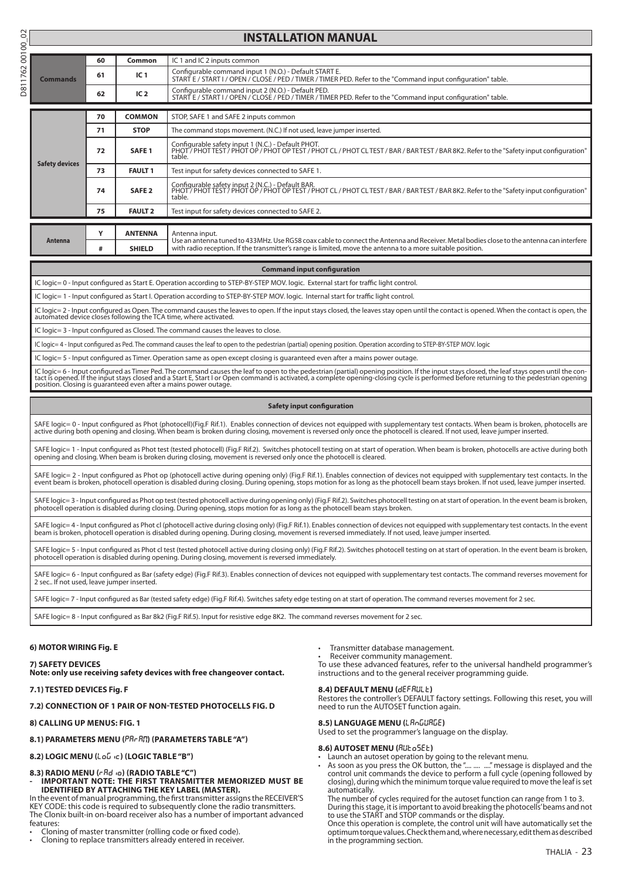# INSTALLATION MANUAL

| | | | |
|---|---|---|---|
| **Commands** | 60 | **Common** | IC 1 and IC 2 inputs common |
| | 61 | **IC 1** | Configurable command input 1 (N.O.) - Default START E. START E / START I / OPEN / CLOSE / PED / TIMER / TIMER PED. Refer to the "Command input configuration" table. |
| | 62 | **IC 2** | Configurable command input 2 (N.O.) - Default PED. START E / START I / OPEN / CLOSE / PED / TIMER / TIMER PED. Refer to the "Command input configuration" table. |

| | | | |
|---|---|---|---|
| **Safety devices** | 70 | **COMMON** | STOP, SAFE 1 and SAFE 2 inputs common |
| | 71 | **STOP** | The command stops movement. (N.C.) If not used, leave jumper inserted. |
| | 72 | **SAFE 1** | Configurable safety input 1 (N.C.) - Default PHOT. PHOT / PHOT TEST / PHOT OP / PHOT OP TEST / PHOT CL / PHOT CL TEST / BAR / BAR TEST / BAR 8K2. Refer to the "Safety input configuration" table. |
| | 73 | **FAULT 1** | Test input for safety devices connected to SAFE 1. |
| | 74 | **SAFE 2** | Configurable safety input 2 (N.C.) - Default BAR. PHOT / PHOT TEST / PHOT OP / PHOT OP TEST / PHOT CL / PHOT CL TEST / BAR / BAR TEST / BAR 8K2. Refer to the "Safety input configuration" table. |
| | 75 | **FAULT 2** | Test input for safety devices connected to SAFE 2. |

| | | | |
|---|---|---|---|
| **Antenna** | Y | **ANTENNA** | Antenna input. Use an antenna tuned to 433MHz. Use RG58 coax cable to connect the Antenna and Receiver. Metal bodies close to the antenna can interfere with radio reception. If the transmitter's range is limited, move the antenna to a more suitable position. |
| | # | **SHIELD** | |

| **Command input configuration** |
|---|
| IC logic= 0 - Input configured as Start E. Operation according to STEP-BY-STEP MOV. logic. External start for traffic light control. |
| IC logic= 1 - Input configured as Start I. Operation according to STEP-BY-STEP MOV. logic. Internal start for traffic light control. |
| IC logic= 2 - Input configured as Open. The command causes the leaves to open. If the input stays closed, the leaves stay open until the contact is opened. When the contact is open, the automated device closes following the TCA time, where activated. |
| IC logic= 3 - Input configured as Closed. The command causes the leaves to close. |
| IC logic= 4 - Input configured as Ped. The command causes the leaf to open to the pedestrian (partial) opening position. Operation according to STEP-BY-STEP MOV. logic |
| IC logic= 5 - Input configured as Timer. Operation same as open except closing is guaranteed even after a mains power outage. |
| IC logic= 6 - Input configured as Timer Ped. The command causes the leaf to open to the pedestrian (partial) opening position. If the input stays closed, the leaf stays open until the contact is opened. If the input stays closed and a Start E, Start I or Open command is activated, a complete opening-closing cycle is performed before returning to the pedestrian opening position. Closing is guaranteed even after a mains power outage. |

| **Safety input configuration** |
|---|
| SAFE logic= 0 - Input configured as Phot (photocell)(Fig.F Rif.1). Enables connection of devices not equipped with supplementary test contacts. When beam is broken, photocells are active during both opening and closing. When beam is broken during closing, movement is reversed only once the photocell is cleared. If not used, leave jumper inserted. |
| SAFE logic= 1 - Input configured as Phot test (tested photocell) (Fig.F Rif.2). Switches photocell testing on at start of operation. When beam is broken, photocells are active during both opening and closing. When beam is broken during closing, movement is reversed only once the photocell is cleared. |
| SAFE logic= 2 - Input configured as Phot op (photocell active during opening only) (Fig.F Rif.1). Enables connection of devices not equipped with supplementary test contacts. In the event beam is broken, photocell operation is disabled during closing. During opening, stops motion for as long as the photocell beam stays broken. If not used, leave jumper inserted. |
| SAFE logic= 3 - Input configured as Phot op test (tested photocell active during opening only) (Fig.F Rif.2). Switches photocell testing on at start of operation. In the event beam is broken, photocell operation is disabled during closing. During opening, stops motion for as long as the photocell beam stays broken. |
| SAFE logic= 4 - Input configured as Phot cl (photocell active during closing only) (Fig.F Rif.1). Enables connection of devices not equipped with supplementary test contacts. In the event beam is broken, photocell operation is disabled during opening. During closing, movement is reversed immediately. If not used, leave jumper inserted. |
| SAFE logic= 5 - Input configured as Phot cl test (tested photocell active during closing only) (Fig.F Rif.2). Switches photocell testing on at start of operation. In the event beam is broken, photocell operation is disabled during opening. During closing, movement is reversed immediately. |
| SAFE logic= 6 - Input configured as Bar (safety edge) (Fig.F Rif.3). Enables connection of devices not equipped with supplementary test contacts. The command reverses movement for 2 sec.. If not used, leave jumper inserted. |
| SAFE logic= 7 - Input configured as Bar (tested safety edge) (Fig.F Rif.4). Switches safety edge testing on at start of operation. The command reverses movement for 2 sec. |
| SAFE logic= 8 - Input configured as Bar 8k2 (Fig.F Rif.5). Input for resistive edge 8K2. The command reverses movement for 2 sec. |

**6) MOTOR WIRING Fig. E**

**7) SAFETY DEVICES**
**Note: only use receiving safety devices with free changeover contact.**

**7.1) TESTED DEVICES Fig. F**

**7.2) CONNECTION OF 1 PAIR OF NON-TESTED PHOTOCELLS FIG. D**

**8) CALLING UP MENUS: FIG. 1**

**8.1) PARAMETERS MENU (PArAM) (PARAMETERS TABLE "A")**

**8.2) LOGIC MENU (LoGic) (LOGIC TABLE "B")**

**8.3) RADIO MENU (rAdio) (RADIO TABLE "C")**
**- IMPORTANT NOTE: THE FIRST TRANSMITTER MEMORIZED MUST BE IDENTIFIED BY ATTACHING THE KEY LABEL (MASTER).**
In the event of manual programming, the first transmitter assigns the RECEIVER'S KEY CODE: this code is required to subsequently clone the radio transmitters.
The Clonix built-in on-board receiver also has a number of important advanced features:
- Cloning of master transmitter (rolling code or fixed code).
- Cloning to replace transmitters already entered in receiver.
- Transmitter database management.
- Receiver community management.

To use these advanced features, refer to the universal handheld programmer's instructions and to the general receiver programming guide.

**8.4) DEFAULT MENU (dEFAULt)**
Restores the controller's DEFAULT factory settings. Following this reset, you will need to run the AUTOSET function again.

**8.5) LANGUAGE MENU (LAnGUAGE)**
Used to set the programmer's language on the display.

**8.6) AUTOSET MENU (AUtoSEt)**
- Launch an autoset operation by going to the relevant menu.
- As soon as you press the OK button, the ".... .... ...." message is displayed and the control unit commands the device to perform a full cycle (opening followed by closing), during which the minimum torque value required to move the leaf is set automatically.
  The number of cycles required for the autoset function can range from 1 to 3.
  During this stage, it is important to avoid breaking the photocells' beams and not to use the START and STOP commands or the display.
  Once this operation is complete, the control unit will have automatically set the optimum torque values. Check them and, where necessary, edit them as described in the programming section.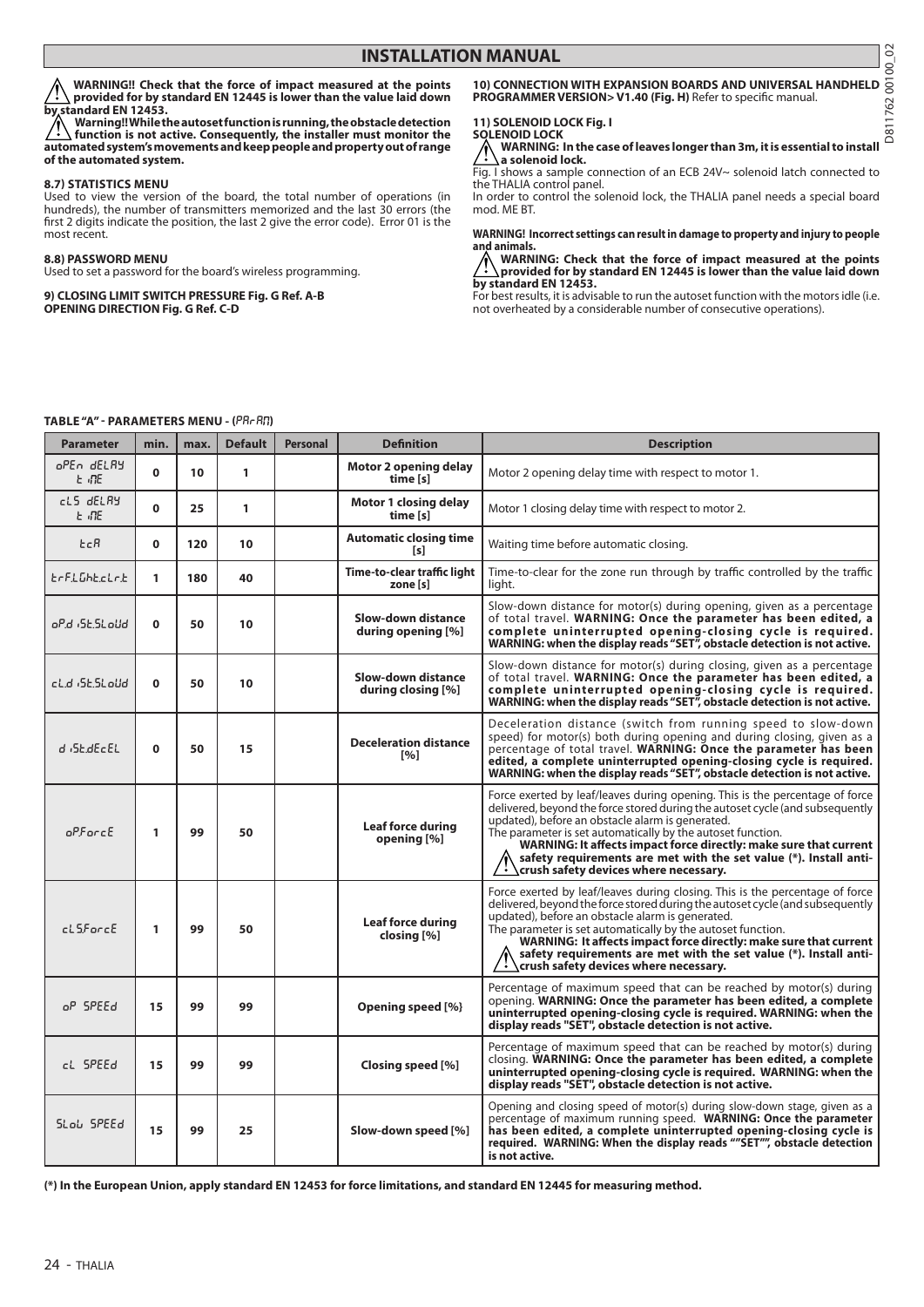# INSTALLATION MANUAL

⚠ **WARNING!! Check that the force of impact measured at the points provided for by standard EN 12445 is lower than the value laid down by standard EN 12453.**

⚠ **Warning!! While the autoset function is running, the obstacle detection function is not active. Consequently, the installer must monitor the automated system's movements and keep people and property out of range of the automated system.**

**8.7) STATISTICS MENU**

Used to view the version of the board, the total number of operations (in hundreds), the number of transmitters memorized and the last 30 errors (the first 2 digits indicate the position, the last 2 give the error code). Error 01 is the most recent.

**8.8) PASSWORD MENU**

Used to set a password for the board's wireless programming.

**9) CLOSING LIMIT SWITCH PRESSURE Fig. G Ref. A-B**
**OPENING DIRECTION Fig. G Ref. C-D**

**10) CONNECTION WITH EXPANSION BOARDS AND UNIVERSAL HANDHELD PROGRAMMER VERSION> V1.40 (Fig. H)** Refer to specific manual.

**11) SOLENOID LOCK Fig. I**
**SOLENOID LOCK**

⚠ **WARNING: In the case of leaves longer than 3m, it is essential to install a solenoid lock.**

Fig. I shows a sample connection of an ECB 24V~ solenoid latch connected to the THALIA control panel.
In order to control the solenoid lock, the THALIA panel needs a special board mod. ME BT.

**WARNING! Incorrect settings can result in damage to property and injury to people and animals.**

⚠ **WARNING: Check that the force of impact measured at the points provided for by standard EN 12445 is lower than the value laid down by standard EN 12453.**

For best results, it is advisable to run the autoset function with the motors idle (i.e. not overheated by a considerable number of consecutive operations).

**TABLE "A" - PARAMETERS MENU - (PArAM)**

| Parameter | min. | max. | Default | Personal | Definition | Description |
|---|---|---|---|---|---|---|
| oPEn dELAY tiME | 0 | 10 | 1 | | **Motor 2 opening delay time [s]** | Motor 2 opening delay time with respect to motor 1. |
| cLS dELAY tiME | 0 | 25 | 1 | | **Motor 1 closing delay time [s]** | Motor 1 closing delay time with respect to motor 2. |
| tcA | 0 | 120 | 10 | | **Automatic closing time [s]** | Waiting time before automatic closing. |
| trF.LGht.cLr.t | 1 | 180 | 40 | | **Time-to-clear traffic light zone [s]** | Time-to-clear for the zone run through by traffic controlled by the traffic light. |
| oP.diSt.SLoW | 0 | 50 | 10 | | **Slow-down distance during opening [%]** | Slow-down distance for motor(s) during opening, given as a percentage of total travel. **WARNING: Once the parameter has been edited, a complete uninterrupted opening-closing cycle is required. WARNING: when the display reads "SET", obstacle detection is not active.** |
| cL.diSt.SLoW | 0 | 50 | 10 | | **Slow-down distance during closing [%]** | Slow-down distance for motor(s) during closing, given as a percentage of total travel. **WARNING: Once the parameter has been edited, a complete uninterrupted opening-closing cycle is required. WARNING: when the display reads "SET", obstacle detection is not active.** |
| diSt.dEcEL | 0 | 50 | 15 | | **Deceleration distance [%]** | Deceleration distance (switch from running speed to slow-down speed) for motor(s) both during opening and during closing, given as a percentage of total travel. **WARNING: Once the parameter has been edited, a complete uninterrupted opening-closing cycle is required. WARNING: when the display reads "SET", obstacle detection is not active.** |
| oP.ForcE | 1 | 99 | 50 | | **Leaf force during opening [%]** | Force exerted by leaf/leaves during opening. This is the percentage of force delivered, beyond the force stored during the autoset cycle (and subsequently updated), before an obstacle alarm is generated. The parameter is set automatically by the autoset function. ⚠ **WARNING: It affects impact force directly: make sure that current safety requirements are met with the set value (\*). Install anti-crush safety devices where necessary.** |
| cLS.ForcE | 1 | 99 | 50 | | **Leaf force during closing [%]** | Force exerted by leaf/leaves during closing. This is the percentage of force delivered, beyond the force stored during the autoset cycle (and subsequently updated), before an obstacle alarm is generated. The parameter is set automatically by the autoset function. ⚠ **WARNING: It affects impact force directly: make sure that current safety requirements are met with the set value (\*). Install anti-crush safety devices where necessary.** |
| oP SPEEd | 15 | 99 | 99 | | **Opening speed [%}** | Percentage of maximum speed that can be reached by motor(s) during opening. **WARNING: Once the parameter has been edited, a complete uninterrupted opening-closing cycle is required. WARNING: when the display reads "SET", obstacle detection is not active.** |
| cL SPEEd | 15 | 99 | 99 | | **Closing speed [%]** | Percentage of maximum speed that can be reached by motor(s) during closing. **WARNING: Once the parameter has been edited, a complete uninterrupted opening-closing cycle is required. WARNING: when the display reads "SET", obstacle detection is not active.** |
| SLoW SPEEd | 15 | 99 | 25 | | **Slow-down speed [%]** | Opening and closing speed of motor(s) during slow-down stage, given as a percentage of maximum running speed. **WARNING: Once the parameter has been edited, a complete uninterrupted opening-closing cycle is required. WARNING: When the display reads ""SET"", obstacle detection is not active.** |

**(\*) In the European Union, apply standard EN 12453 for force limitations, and standard EN 12445 for measuring method.**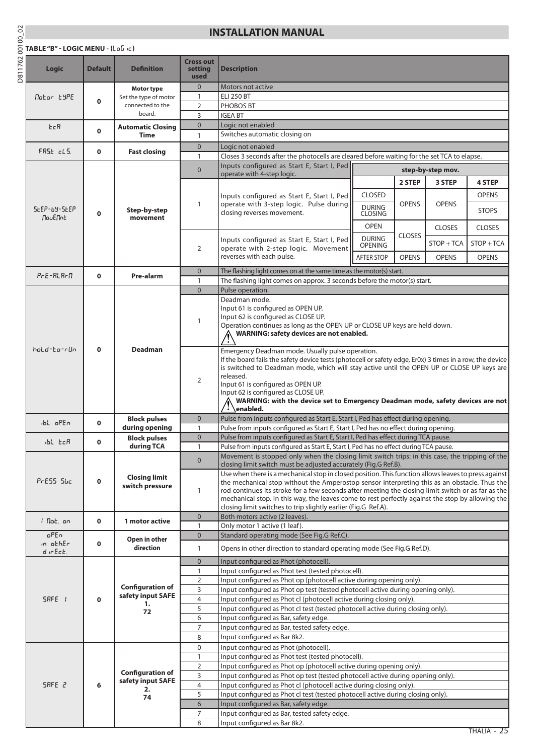# INSTALLATION MANUAL

**TABLE "B" - LOGIC MENU - (LoGic)**

| Logic | Default | Definition | Cross out setting used | Description |
|---|---|---|---|---|
| Motor tYPE | 0 | **Motor type** Set the type of motor connected to the board. | 0 | Motors not active |
| | | | 1 | ELI 250 BT |
| | | | 2 | PHOBOS BT |
| | | | 3 | IGEA BT |
| tcA | 0 | **Automatic Closing Time** | 0 | Logic not enabled |
| | | | 1 | Switches automatic closing on |
| FASt cLS. | 0 | **Fast closing** | 0 | Logic not enabled |
| | | | 1 | Closes 3 seconds after the photocells are cleared before waiting for the set TCA to elapse. |
| StEP-bY-StEP MovEMnt | 0 | **Step-by-step movement** | 0 | Inputs configured as Start E, Start I, Ped operate with 4-step logic. |
| | | | 1 | Inputs configured as Start E, Start I, Ped operate with 3-step logic. Pulse during closing reverses movement. |
| | | | 2 | Inputs configured as Start E, Start I, Ped operate with 2-step logic. Movement reverses with each pulse. |
| PrE-ALArM | 0 | **Pre-alarm** | 0 | The flashing light comes on at the same time as the motor(s) start. |
| | | | 1 | The flashing light comes on approx. 3 seconds before the motor(s) start. |
| hoLd-to-rUn | 0 | **Deadman** | 0 | Pulse operation. |
| | | | 1 | Deadman mode. Input 61 is configured as OPEN UP. Input 62 is configured as CLOSE UP. Operation continues as long as the OPEN UP or CLOSE UP keys are held down. ⚠ **WARNING: safety devices are not enabled.** |
| | | | 2 | Emergency Deadman mode. Usually pulse operation. If the board fails the safety device tests (photocell or safety edge, Er0x) 3 times in a row, the device is switched to Deadman mode, which will stay active until the OPEN UP or CLOSE UP keys are released. Input 61 is configured as OPEN UP. Input 62 is configured as CLOSE UP. ⚠ **WARNING: with the device set to Emergency Deadman mode, safety devices are not enabled.** |
| ibL oPEn | 0 | **Block pulses during opening** | 0 | Pulse from inputs configured as Start E, Start I, Ped has effect during opening. |
| | | | 1 | Pulse from inputs configured as Start E, Start I, Ped has no effect during opening. |
| ibL tcA | 0 | **Block pulses during TCA** | 0 | Pulse from inputs configured as Start E, Start I, Ped has effect during TCA pause. |
| | | | 1 | Pulse from inputs configured as Start E, Start I, Ped has no effect during TCA pause. |
| PrESS Swc | 0 | **Closing limit switch pressure** | 0 | Movement is stopped only when the closing limit switch trips: in this case, the tripping of the closing limit switch must be adjusted accurately (Fig.G Ref.B). |
| | | | 1 | Use when there is a mechanical stop in closed position. This function allows leaves to press against the mechanical stop without the Amperostop sensor interpreting this as an obstacle. Thus the rod continues its stroke for a few seconds after meeting the closing limit switch or as far as the mechanical stop. In this way, the leaves come to rest perfectly against the stop by allowing the closing limit switches to trip slightly earlier (Fig.G Ref.A). |
| 1 Mot. on | 0 | **1 motor active** | 0 | Both motors active (2 leaves). |
| | | | 1 | Only motor 1 active (1 leaf). |
| oPEn in othEr dirEct. | 0 | **Open in other direction** | 0 | Standard operating mode (See Fig.G Ref.C). |
| | | | 1 | Opens in other direction to standard operating mode (See Fig.G Ref.D). |
| SAFE 1 | 0 | **Configuration of safety input SAFE 1. 72** | 0 | Input configured as Phot (photocell). |
| | | | 1 | Input configured as Phot test (tested photocell). |
| | | | 2 | Input configured as Phot op (photocell active during opening only). |
| | | | 3 | Input configured as Phot op test (tested photocell active during opening only). |
| | | | 4 | Input configured as Phot cl (photocell active during closing only). |
| | | | 5 | Input configured as Phot cl test (tested photocell active during closing only). |
| | | | 6 | Input configured as Bar, safety edge. |
| | | | 7 | Input configured as Bar, tested safety edge. |
| | | | 8 | Input configured as Bar 8k2. |
| SAFE 2 | 6 | **Configuration of safety input SAFE 2. 74** | 0 | Input configured as Phot (photocell). |
| | | | 1 | Input configured as Phot test (tested photocell). |
| | | | 2 | Input configured as Phot op (photocell active during opening only). |
| | | | 3 | Input configured as Phot op test (tested photocell active during opening only). |
| | | | 4 | Input configured as Phot cl (photocell active during closing only). |
| | | | 5 | Input configured as Phot cl test (tested photocell active during closing only). |
| | | | 6 | Input configured as Bar, safety edge. |
| | | | 7 | Input configured as Bar, tested safety edge. |
| | | | 8 | Input configured as Bar 8k2. |

**step-by-step mov.**

| | 2 STEP | 3 STEP | 4 STEP |
|---|---|---|---|
| CLOSED | OPENS | OPENS | OPENS |
| DURING CLOSING | OPENS | OPENS | STOPS |
| OPEN | CLOSES | CLOSES | CLOSES |
| DURING OPENING | CLOSES | STOP + TCA | STOP + TCA |
| AFTER STOP | OPENS | OPENS | OPENS |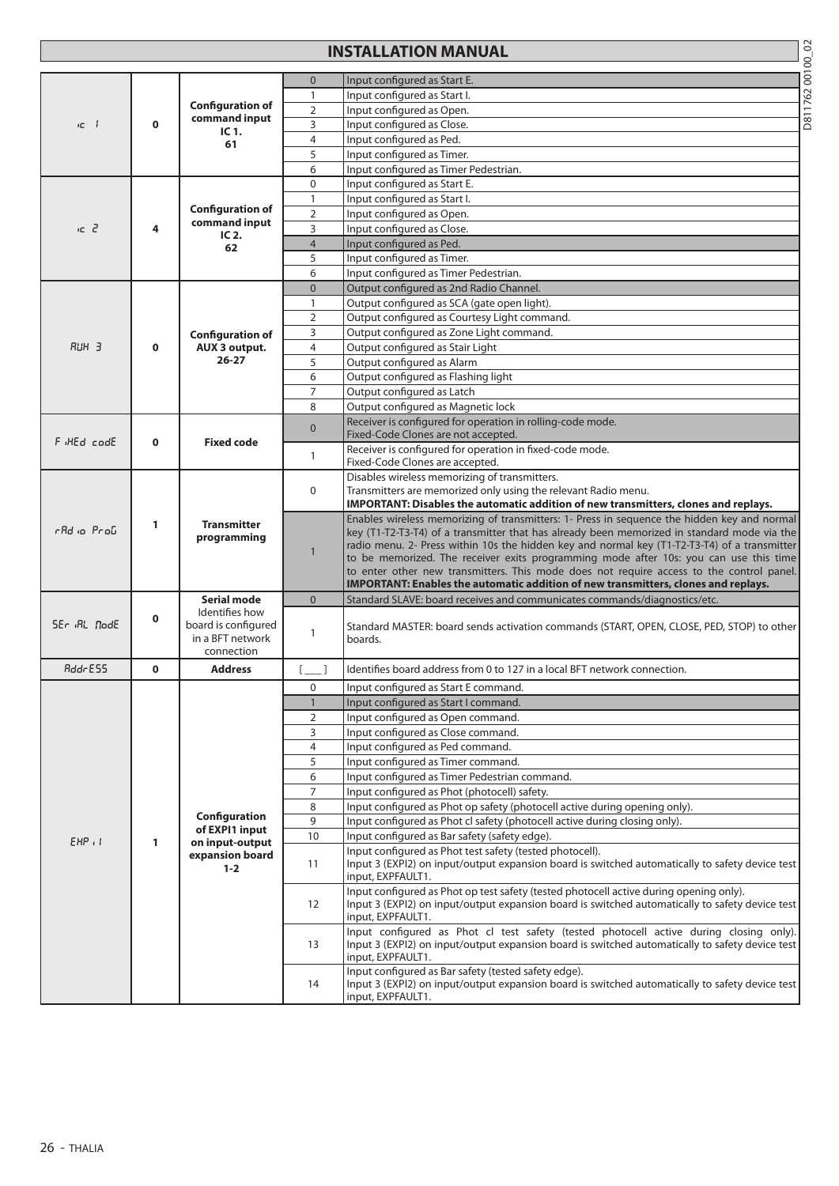# INSTALLATION MANUAL

| | | | | |
|---|---|---|---|---|
| ic 1 | 0 | **Configuration of command input IC 1. 61** | 0 | Input configured as Start E. |
| | | | 1 | Input configured as Start I. |
| | | | 2 | Input configured as Open. |
| | | | 3 | Input configured as Close. |
| | | | 4 | Input configured as Ped. |
| | | | 5 | Input configured as Timer. |
| | | | 6 | Input configured as Timer Pedestrian. |
| ic 2 | 4 | **Configuration of command input IC 2. 62** | 0 | Input configured as Start E. |
| | | | 1 | Input configured as Start I. |
| | | | 2 | Input configured as Open. |
| | | | 3 | Input configured as Close. |
| | | | 4 | Input configured as Ped. |
| | | | 5 | Input configured as Timer. |
| | | | 6 | Input configured as Timer Pedestrian. |
| AUX 3 | 0 | **Configuration of AUX 3 output. 26-27** | 0 | Output configured as 2nd Radio Channel. |
| | | | 1 | Output configured as SCA (gate open light). |
| | | | 2 | Output configured as Courtesy Light command. |
| | | | 3 | Output configured as Zone Light command. |
| | | | 4 | Output configured as Stair Light |
| | | | 5 | Output configured as Alarm |
| | | | 6 | Output configured as Flashing light |
| | | | 7 | Output configured as Latch |
| | | | 8 | Output configured as Magnetic lock |
| Fixed code | 0 | **Fixed code** | 0 | Receiver is configured for operation in rolling-code mode. Fixed-Code Clones are not accepted. |
| | | | 1 | Receiver is configured for operation in fixed-code mode. Fixed-Code Clones are accepted. |
| rAdio ProG | 1 | **Transmitter programming** | 0 | Disables wireless memorizing of transmitters. Transmitters are memorized only using the relevant Radio menu. **IMPORTANT: Disables the automatic addition of new transmitters, clones and replays.** |
| | | | 1 | Enables wireless memorizing of transmitters: 1- Press in sequence the hidden key and normal key (T1-T2-T3-T4) of a transmitter that has already been memorized in standard mode via the radio menu. 2- Press within 10s the hidden key and normal key (T1-T2-T3-T4) of a transmitter to be memorized. The receiver exits programming mode after 10s: you can use this time to enter other new transmitters. This mode does not require access to the control panel. **IMPORTANT: Enables the automatic addition of new transmitters, clones and replays.** |
| SEriAL ModE | 0 | **Serial mode** Identifies how board is configured in a BFT network connection | 0 | Standard SLAVE: board receives and communicates commands/diagnostics/etc. |
| | | | 1 | Standard MASTER: board sends activation commands (START, OPEN, CLOSE, PED, STOP) to other boards. |
| AddrESS | 0 | **Address** | [ ___ ] | Identifies board address from 0 to 127 in a local BFT network connection. |
| EXPi1 | 1 | **Configuration of EXPI1 input on input-output expansion board 1-2** | 0 | Input configured as Start E command. |
| | | | 1 | Input configured as Start I command. |
| | | | 2 | Input configured as Open command. |
| | | | 3 | Input configured as Close command. |
| | | | 4 | Input configured as Ped command. |
| | | | 5 | Input configured as Timer command. |
| | | | 6 | Input configured as Timer Pedestrian command. |
| | | | 7 | Input configured as Phot (photocell) safety. |
| | | | 8 | Input configured as Phot op safety (photocell active during opening only). |
| | | | 9 | Input configured as Phot cl safety (photocell active during closing only). |
| | | | 10 | Input configured as Bar safety (safety edge). |
| | | | 11 | Input configured as Phot test safety (tested photocell). Input 3 (EXPI2) on input/output expansion board is switched automatically to safety device test input, EXPFAULT1. |
| | | | 12 | Input configured as Phot op test safety (tested photocell active during opening only). Input 3 (EXPI2) on input/output expansion board is switched automatically to safety device test input, EXPFAULT1. |
| | | | 13 | Input configured as Phot cl test safety (tested photocell active during closing only). Input 3 (EXPI2) on input/output expansion board is switched automatically to safety device test input, EXPFAULT1. |
| | | | 14 | Input configured as Bar safety (tested safety edge). Input 3 (EXPI2) on input/output expansion board is switched automatically to safety device test input, EXPFAULT1. |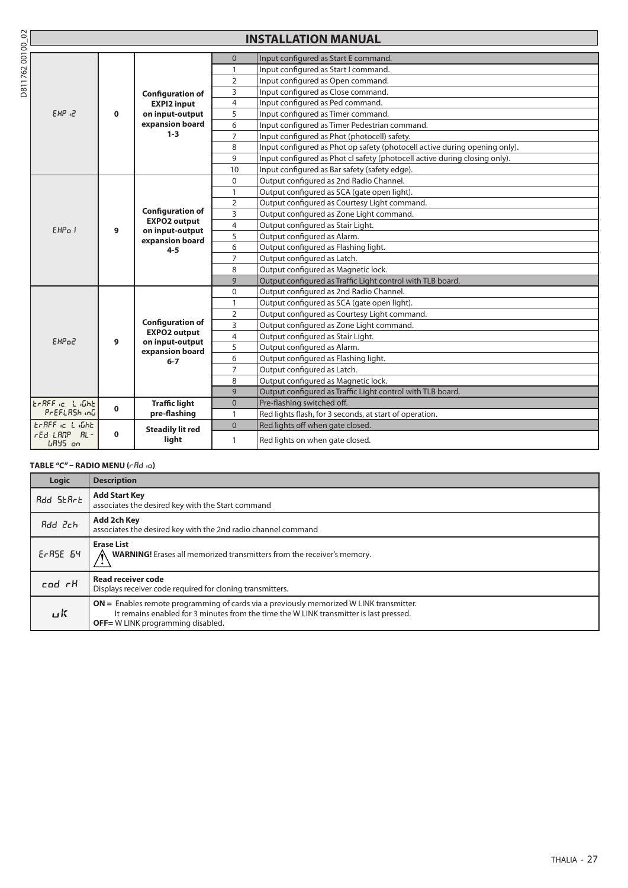## INSTALLATION MANUAL

| | | | | |
|---|---|---|---|---|
| EXP i2 | 0 | **Configuration of EXPI2 input on input-output expansion board 1-3** | 0 | Input configured as Start E command. |
| | | | 1 | Input configured as Start I command. |
| | | | 2 | Input configured as Open command. |
| | | | 3 | Input configured as Close command. |
| | | | 4 | Input configured as Ped command. |
| | | | 5 | Input configured as Timer command. |
| | | | 6 | Input configured as Timer Pedestrian command. |
| | | | 7 | Input configured as Phot (photocell) safety. |
| | | | 8 | Input configured as Phot op safety (photocell active during opening only). |
| | | | 9 | Input configured as Phot cl safety (photocell active during closing only). |
| | | | 10 | Input configured as Bar safety (safety edge). |
| EXPo 1 | 9 | **Configuration of EXPO2 output on input-output expansion board 4-5** | 0 | Output configured as 2nd Radio Channel. |
| | | | 1 | Output configured as SCA (gate open light). |
| | | | 2 | Output configured as Courtesy Light command. |
| | | | 3 | Output configured as Zone Light command. |
| | | | 4 | Output configured as Stair Light. |
| | | | 5 | Output configured as Alarm. |
| | | | 6 | Output configured as Flashing light. |
| | | | 7 | Output configured as Latch. |
| | | | 8 | Output configured as Magnetic lock. |
| | | | 9 | Output configured as Traffic Light control with TLB board. |
| EXPo2 | 9 | **Configuration of EXPO2 output on input-output expansion board 6-7** | 0 | Output configured as 2nd Radio Channel. |
| | | | 1 | Output configured as SCA (gate open light). |
| | | | 2 | Output configured as Courtesy Light command. |
| | | | 3 | Output configured as Zone Light command. |
| | | | 4 | Output configured as Stair Light. |
| | | | 5 | Output configured as Alarm. |
| | | | 6 | Output configured as Flashing light. |
| | | | 7 | Output configured as Latch. |
| | | | 8 | Output configured as Magnetic lock. |
| | | | 9 | Output configured as Traffic Light control with TLB board. |
| trAFF ic L iGht PrEFLASh inG | 0 | **Traffic light pre-flashing** | 0 | Pre-flashing switched off. |
| | | | 1 | Red lights flash, for 3 seconds, at start of operation. |
| trAFF ic L iGht rEd LAMP AL-WAYS on | 0 | **Steadily lit red light** | 0 | Red lights off when gate closed. |
| | | | 1 | Red lights on when gate closed. |

**TABLE "C" – RADIO MENU (rAd io)**

| Logic | Description |
|---|---|
| Add StArt | **Add Start Key** associates the desired key with the Start command |
| Add 2ch | **Add 2ch Key** associates the desired key with the 2nd radio channel command |
| ErASE 64 | **Erase List** ⚠ **WARNING!** Erases all memorized transmitters from the receiver's memory. |
| cod rH | **Read receiver code** Displays receiver code required for cloning transmitters. |
| uK | **ON =** Enables remote programming of cards via a previously memorized W LINK transmitter. It remains enabled for 3 minutes from the time the W LINK transmitter is last pressed. **OFF=** W LINK programming disabled. |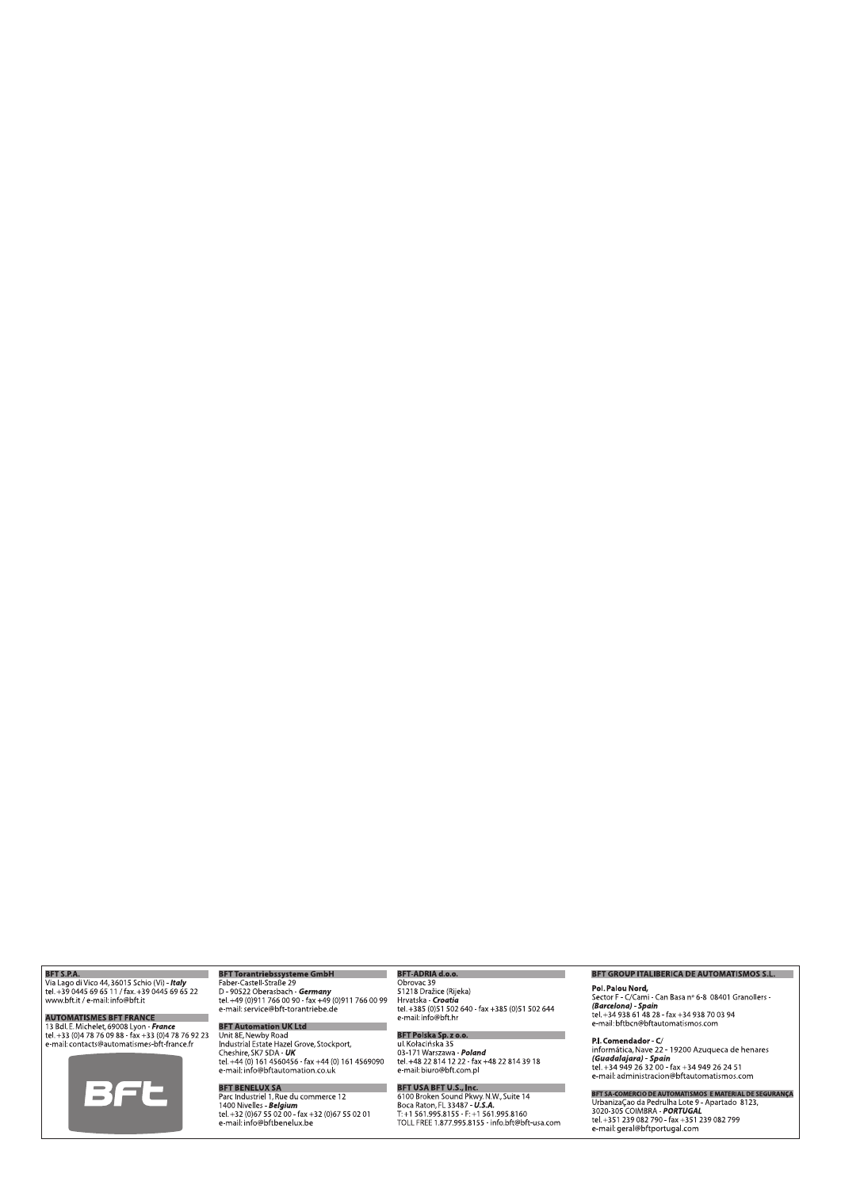**BFT S.P.A.**
Via Lago di Vico 44, 36015 Schio (Vi) - ***Italy***
tel. +39 0445 69 65 11 / fax. +39 0445 69 65 22
www.bft.it / e-mail: info@bft.it

**AUTOMATISMES BFT FRANCE**
13 Bdl. E. Michelet, 69008 Lyon - ***France***
tel. +33 (0)4 78 76 09 88 - fax +33 (0)4 78 76 92 23
e-mail: contacts@automatismes-bft-france.fr

BFt

**BFT Torantriebssysteme GmbH**
Faber-Castell-Straße 29
D - 90522 Oberasbach - ***Germany***
tel. +49 (0)911 766 00 90 - fax +49 (0)911 766 00 99
e-mail: service@bft-torantriebe.de

**BFT Automation UK Ltd**
Unit 8E, Newby Road
Industrial Estate Hazel Grove, Stockport,
Cheshire, SK7 5DA - ***UK***
tel. +44 (0) 161 4560456 - fax +44 (0) 161 4569090
e-mail: info@bftautomation.co.uk

**BFT BENELUX SA**
Parc Industriel 1, Rue du commerce 12
1400 Nivelles - ***Belgium***
tel. +32 (0)67 55 02 00 - fax +32 (0)67 55 02 01
e-mail: info@bftbenelux.be

**BFT-ADRIA d.o.o.**
Obrovac 39
51218 Dražice (Rijeka)
Hrvatska - ***Croatia***
tel. +385 (0)51 502 640 - fax +385 (0)51 502 644
e-mail: info@bft.hr

**BFT Polska Sp. z o.o.**
ul. Kołacińska 35
03-171 Warszawa - ***Poland***
tel. +48 22 814 12 22 - fax +48 22 814 39 18
e-mail: biuro@bft.com.pl

**BFT USA BFT U.S., Inc.**
6100 Broken Sound Pkwy. N.W., Suite 14
Boca Raton, FL 33487 - ***U.S.A.***
T: +1 561.995.8155 - F: +1 561.995.8160
TOLL FREE 1.877.995.8155 - info.bft@bft-usa.com

**BFT GROUP ITALIBERICA DE AUTOMATISMOS S.L.**

**Pol. Palou Nord,**
Sector F - C/Camí - Can Basa nº 6-8 08401 Granollers -
***(Barcelona) - Spain***
tel. +34 938 61 48 28 - fax +34 938 70 03 94
e-mail: bftbcn@bftautomatismos.com

**P.I. Comendador - C/**
informática, Nave 22 - 19200 Azuqueca de henares
***(Guadalajara) - Spain***
tel. +34 949 26 32 00 - fax +34 949 26 24 51
e-mail: administracion@bftautomatismos.com

**BFT SA-COMERCIO DE AUTOMATISMOS E MATERIAL DE SEGURANÇA**
UrbanizaÇao da Pedrulha Lote 9 - Apartado 8123,
3020-305 COIMBRA - ***PORTUGAL***
tel. +351 239 082 790 - fax +351 239 082 799
e-mail: geral@bftportugal.com